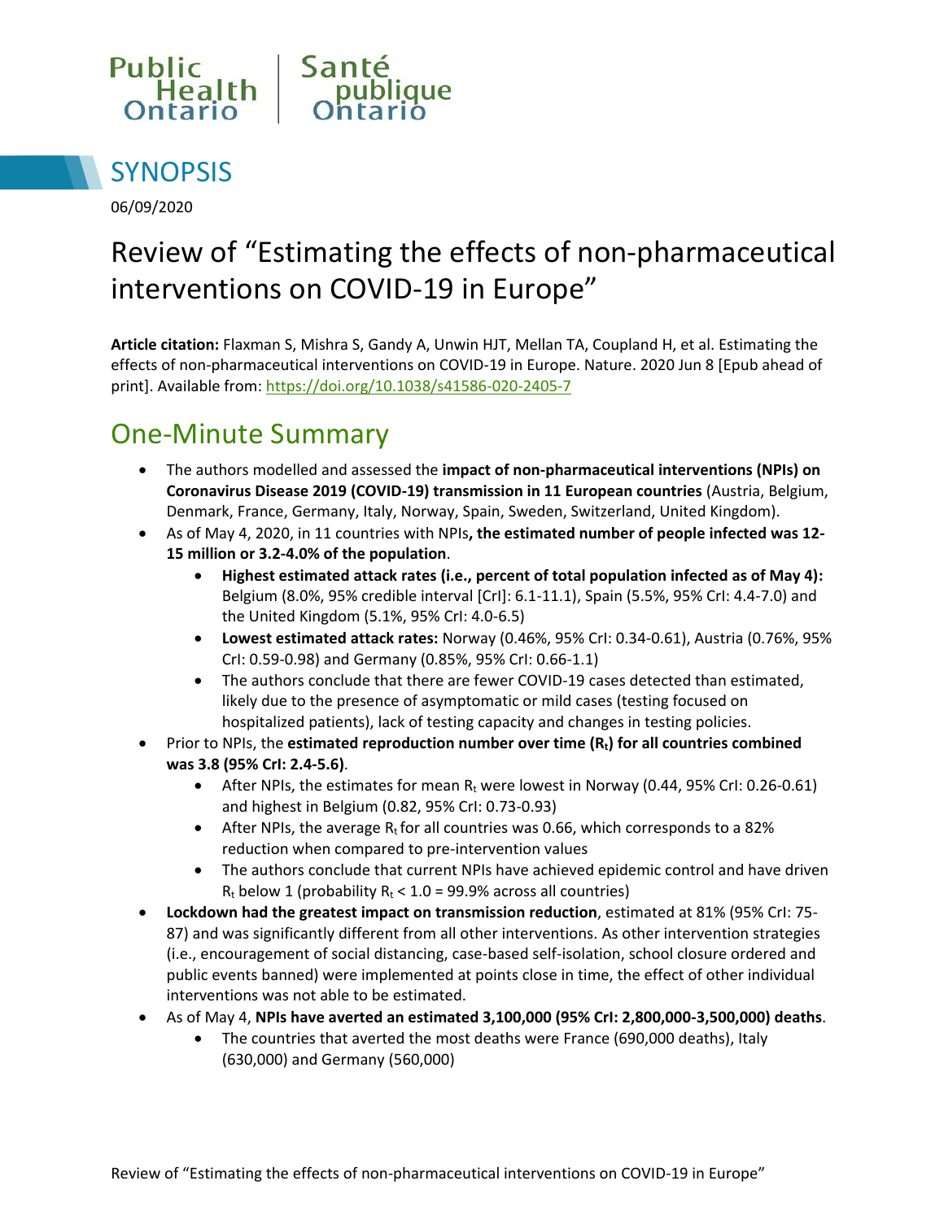Public Health Ontario | Santé publique Ontario

## SYNOPSIS

06/09/2020

# Review of “Estimating the effects of non-pharmaceutical interventions on COVID-19 in Europe”

**Article citation:** Flaxman S, Mishra S, Gandy A, Unwin HJT, Mellan TA, Coupland H, et al. Estimating the effects of non-pharmaceutical interventions on COVID-19 in Europe. Nature. 2020 Jun 8 [Epub ahead of print]. Available from: https://doi.org/10.1038/s41586-020-2405-7

## One-Minute Summary

- The authors modelled and assessed the **impact of non-pharmaceutical interventions (NPIs) on Coronavirus Disease 2019 (COVID-19) transmission in 11 European countries** (Austria, Belgium, Denmark, France, Germany, Italy, Norway, Spain, Sweden, Switzerland, United Kingdom).
- As of May 4, 2020, in 11 countries with NPIs**, the estimated number of people infected was 12-15 million or 3.2-4.0% of the population**.
    - **Highest estimated attack rates (i.e., percent of total population infected as of May 4):** Belgium (8.0%, 95% credible interval [CrI]: 6.1-11.1), Spain (5.5%, 95% CrI: 4.4-7.0) and the United Kingdom (5.1%, 95% CrI: 4.0-6.5)
    - **Lowest estimated attack rates:** Norway (0.46%, 95% CrI: 0.34-0.61), Austria (0.76%, 95% CrI: 0.59-0.98) and Germany (0.85%, 95% CrI: 0.66-1.1)
    - The authors conclude that there are fewer COVID-19 cases detected than estimated, likely due to the presence of asymptomatic or mild cases (testing focused on hospitalized patients), lack of testing capacity and changes in testing policies.
- Prior to NPIs, the **estimated reproduction number over time ($R_t$) for all countries combined was 3.8 (95% CrI: 2.4-5.6)**.
    - After NPIs, the estimates for mean $R_t$ were lowest in Norway (0.44, 95% CrI: 0.26-0.61) and highest in Belgium (0.82, 95% CrI: 0.73-0.93)
    - After NPIs, the average $R_t$ for all countries was 0.66, which corresponds to a 82% reduction when compared to pre-intervention values
    - The authors conclude that current NPIs have achieved epidemic control and have driven $R_t$ below 1 (probability $R_t < 1.0$ = 99.9% across all countries)
- **Lockdown had the greatest impact on transmission reduction**, estimated at 81% (95% CrI: 75-87) and was significantly different from all other interventions. As other intervention strategies (i.e., encouragement of social distancing, case-based self-isolation, school closure ordered and public events banned) were implemented at points close in time, the effect of other individual interventions was not able to be estimated.
- As of May 4, **NPIs have averted an estimated 3,100,000 (95% CrI: 2,800,000-3,500,000) deaths**.
    - The countries that averted the most deaths were France (690,000 deaths), Italy (630,000) and Germany (560,000)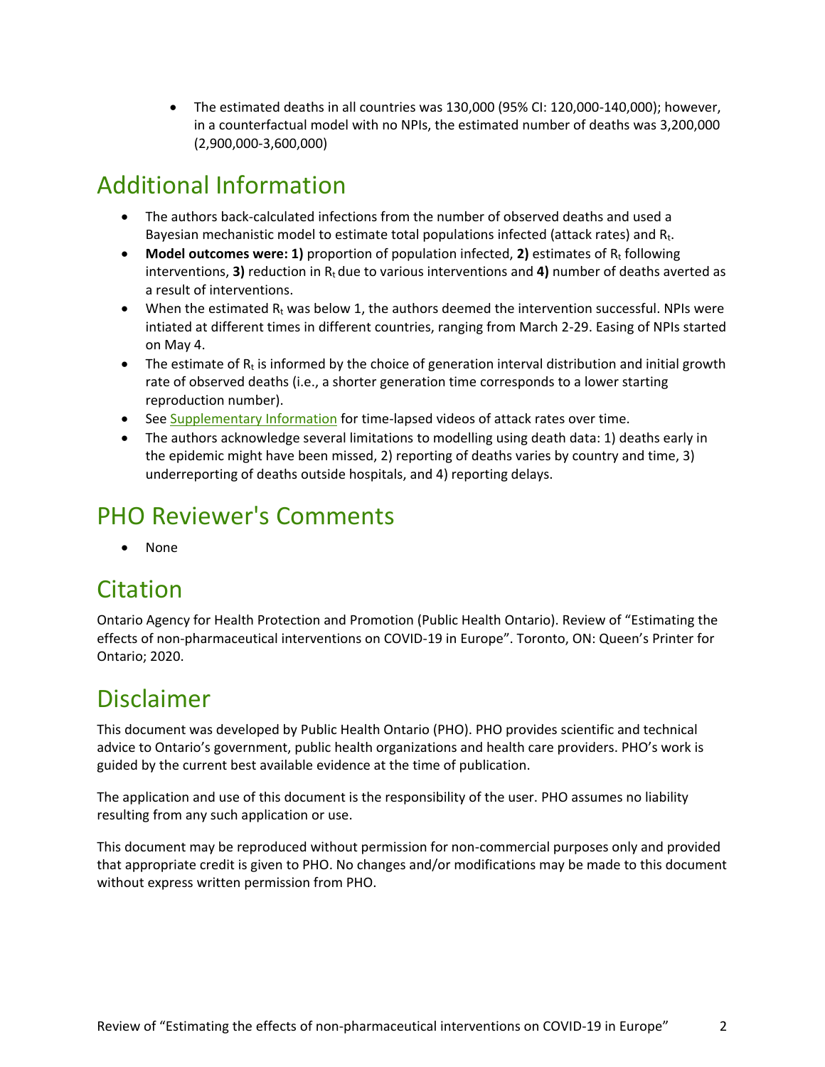- The estimated deaths in all countries was 130,000 (95% CI: 120,000-140,000); however, in a counterfactual model with no NPIs, the estimated number of deaths was 3,200,000 (2,900,000-3,600,000)

## Additional Information

- The authors back-calculated infections from the number of observed deaths and used a Bayesian mechanistic model to estimate total populations infected (attack rates) and $R_t$.
- **Model outcomes were: 1)** proportion of population infected, **2)** estimates of $R_t$ following interventions, **3)** reduction in $R_t$ due to various interventions and **4)** number of deaths averted as a result of interventions.
- When the estimated $R_t$ was below 1, the authors deemed the intervention successful. NPIs were intiated at different times in different countries, ranging from March 2-29. Easing of NPIs started on May 4.
- The estimate of $R_t$ is informed by the choice of generation interval distribution and initial growth rate of observed deaths (i.e., a shorter generation time corresponds to a lower starting reproduction number).
- See Supplementary Information for time-lapsed videos of attack rates over time.
- The authors acknowledge several limitations to modelling using death data: 1) deaths early in the epidemic might have been missed, 2) reporting of deaths varies by country and time, 3) underreporting of deaths outside hospitals, and 4) reporting delays.

## PHO Reviewer's Comments

- None

## Citation

Ontario Agency for Health Protection and Promotion (Public Health Ontario). Review of "Estimating the effects of non-pharmaceutical interventions on COVID-19 in Europe". Toronto, ON: Queen's Printer for Ontario; 2020.

## Disclaimer

This document was developed by Public Health Ontario (PHO). PHO provides scientific and technical advice to Ontario's government, public health organizations and health care providers. PHO's work is guided by the current best available evidence at the time of publication.

The application and use of this document is the responsibility of the user. PHO assumes no liability resulting from any such application or use.

This document may be reproduced without permission for non-commercial purposes only and provided that appropriate credit is given to PHO. No changes and/or modifications may be made to this document without express written permission from PHO.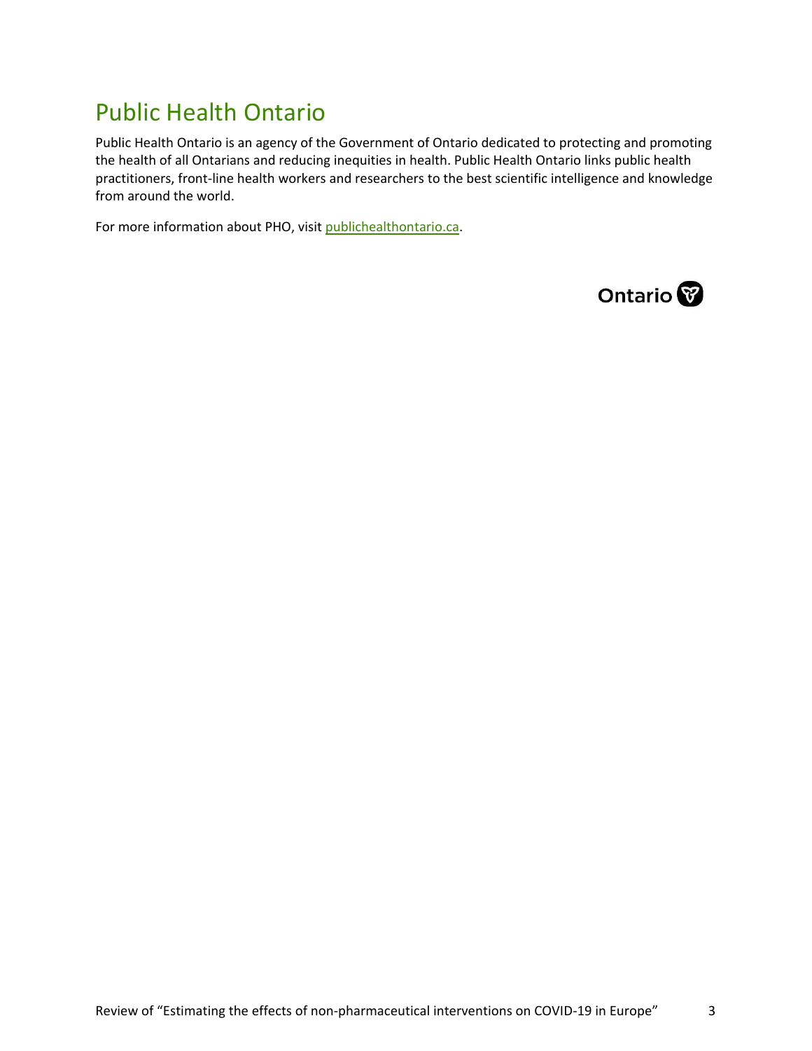# Public Health Ontario

Public Health Ontario is an agency of the Government of Ontario dedicated to protecting and promoting the health of all Ontarians and reducing inequities in health. Public Health Ontario links public health practitioners, front-line health workers and researchers to the best scientific intelligence and knowledge from around the world.

For more information about PHO, visit publichealthontario.ca.

Ontario